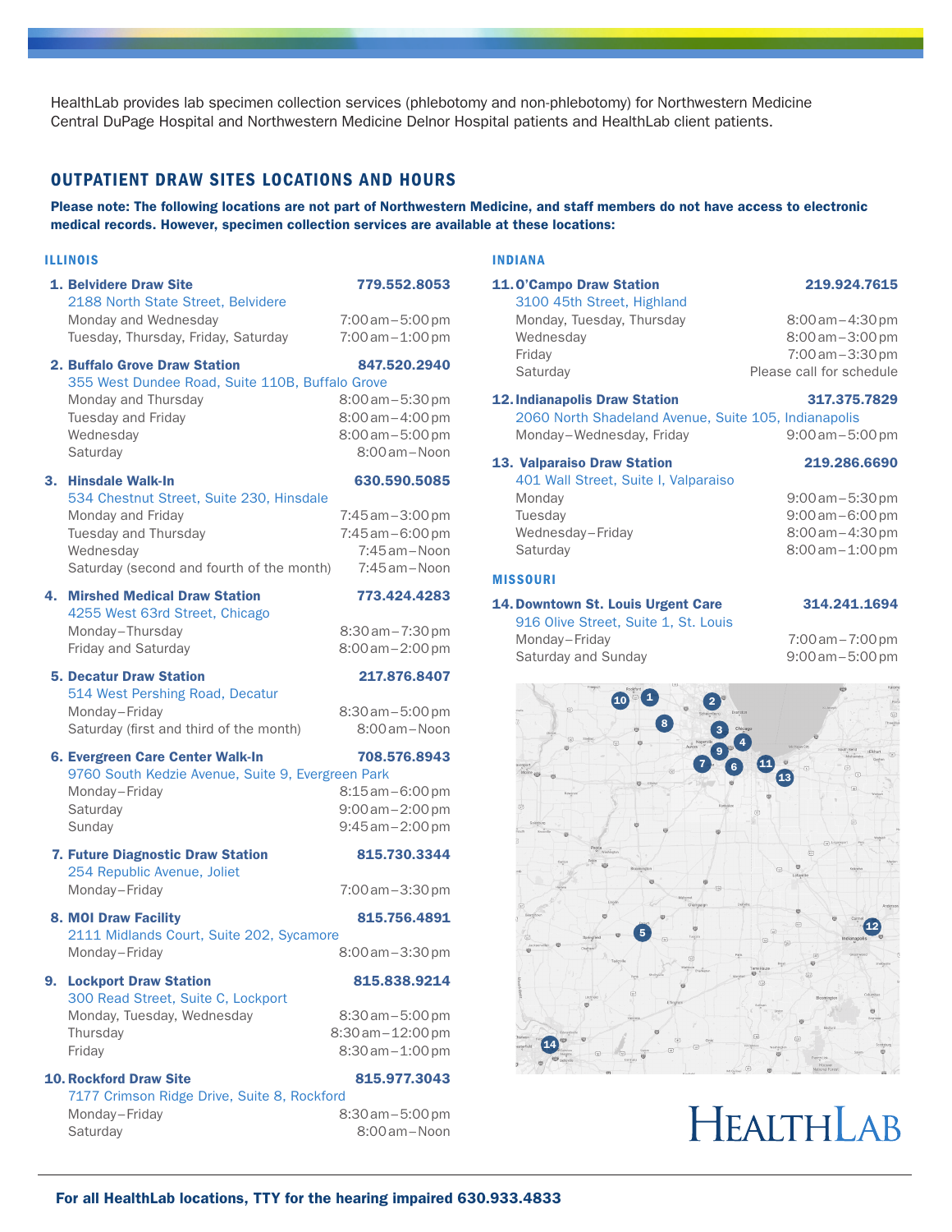HealthLab provides lab specimen collection services (phlebotomy and non-phlebotomy) for Northwestern Medicine Central DuPage Hospital and Northwestern Medicine Delnor Hospital patients and HealthLab client patients.

## OUTPATIENT DRAW SITES LOCATIONS AND HOURS

**Please note: The following locations are not part of Northwestern Medicine, and staff members do not have access to electronic medical records. However, specimen collection services are available at these locations:**

### ILLINOIS

**1. Belvidere Draw Site** — **779.552.8053**
2188 North State Street, Belvidere
- Monday and Wednesday: 7:00 am – 5:00 pm
- Tuesday, Thursday, Friday, Saturday: 7:00 am – 1:00 pm

**2. Buffalo Grove Draw Station** — **847.520.2940**
355 West Dundee Road, Suite 110B, Buffalo Grove
- Monday and Thursday: 8:00 am – 5:30 pm
- Tuesday and Friday: 8:00 am – 4:00 pm
- Wednesday: 8:00 am – 5:00 pm
- Saturday: 8:00 am – Noon

**3. Hinsdale Walk-In** — **630.590.5085**
534 Chestnut Street, Suite 230, Hinsdale
- Monday and Friday: 7:45 am – 3:00 pm
- Tuesday and Thursday: 7:45 am – 6:00 pm
- Wednesday: 7:45 am – Noon
- Saturday (second and fourth of the month): 7:45 am – Noon

**4. Mirshed Medical Draw Station** — **773.424.4283**
4255 West 63rd Street, Chicago
- Monday – Thursday: 8:30 am – 7:30 pm
- Friday and Saturday: 8:00 am – 2:00 pm

**5. Decatur Draw Station** — **217.876.8407**
514 West Pershing Road, Decatur
- Monday – Friday: 8:30 am – 5:00 pm
- Saturday (first and third of the month): 8:00 am – Noon

**6. Evergreen Care Center Walk-In** — **708.576.8943**
9760 South Kedzie Avenue, Suite 9, Evergreen Park
- Monday – Friday: 8:15 am – 6:00 pm
- Saturday: 9:00 am – 2:00 pm
- Sunday: 9:45 am – 2:00 pm

**7. Future Diagnostic Draw Station** — **815.730.3344**
254 Republic Avenue, Joliet
- Monday – Friday: 7:00 am – 3:30 pm

**8. MOI Draw Facility** — **815.756.4891**
2111 Midlands Court, Suite 202, Sycamore
- Monday – Friday: 8:00 am – 3:30 pm

**9. Lockport Draw Station** — **815.838.9214**
300 Read Street, Suite C, Lockport
- Monday, Tuesday, Wednesday: 8:30 am – 5:00 pm
- Thursday: 8:30 am – 12:00 pm
- Friday: 8:30 am – 1:00 pm

**10. Rockford Draw Site** — **815.977.3043**
7177 Crimson Ridge Drive, Suite 8, Rockford
- Monday – Friday: 8:30 am – 5:00 pm
- Saturday: 8:00 am – Noon

### INDIANA

**11. O'Campo Draw Station** — **219.924.7615**
3100 45th Street, Highland
- Monday, Tuesday, Thursday: 8:00 am – 4:30 pm
- Wednesday: 8:00 am – 3:00 pm
- Friday: 7:00 am – 3:30 pm
- Saturday: Please call for schedule

**12. Indianapolis Draw Station** — **317.375.7829**
2060 North Shadeland Avenue, Suite 105, Indianapolis
- Monday – Wednesday, Friday: 9:00 am – 5:00 pm

**13. Valparaiso Draw Station** — **219.286.6690**
401 Wall Street, Suite I, Valparaiso
- Monday: 9:00 am – 5:30 pm
- Tuesday: 9:00 am – 6:00 pm
- Wednesday – Friday: 8:00 am – 4:30 pm
- Saturday: 8:00 am – 1:00 pm

### MISSOURI

**14. Downtown St. Louis Urgent Care** — **314.241.1694**
916 Olive Street, Suite 1, St. Louis
- Monday – Friday: 7:00 am – 7:00 pm
- Saturday and Sunday: 9:00 am – 5:00 pm

HEALTHLAB

**For all HealthLab locations, TTY for the hearing impaired 630.933.4833**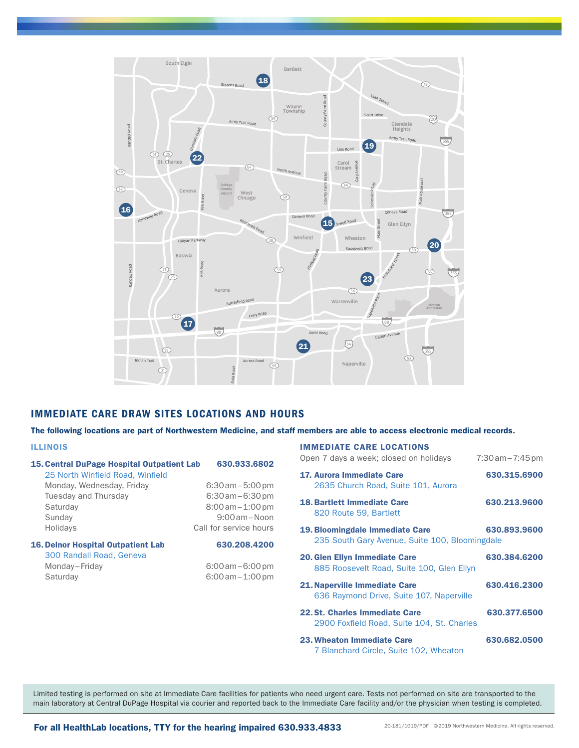## IMMEDIATE CARE DRAW SITES LOCATIONS AND HOURS

**The following locations are part of Northwestern Medicine, and staff members are able to access electronic medical records.**

### ILLINOIS

**15. Central DuPage Hospital Outpatient Lab** — **630.933.6802**
25 North Winfield Road, Winfield

| | |
|---|---|
| Monday, Wednesday, Friday | 6:30 am – 5:00 pm |
| Tuesday and Thursday | 6:30 am – 6:30 pm |
| Saturday | 8:00 am – 1:00 pm |
| Sunday | 9:00 am – Noon |
| Holidays | Call for service hours |

**16. Delnor Hospital Outpatient Lab** — **630.208.4200**
300 Randall Road, Geneva

| | |
|---|---|
| Monday – Friday | 6:00 am – 6:00 pm |
| Saturday | 6:00 am – 1:00 pm |

### IMMEDIATE CARE LOCATIONS

Open 7 days a week; closed on holidays — 7:30 am – 7:45 pm

**17. Aurora Immediate Care** — **630.315.6900**
2635 Church Road, Suite 101, Aurora

**18. Bartlett Immediate Care** — **630.213.9600**
820 Route 59, Bartlett

**19. Bloomingdale Immediate Care** — **630.893.9600**
235 South Gary Avenue, Suite 100, Bloomingdale

**20. Glen Ellyn Immediate Care** — **630.384.6200**
885 Roosevelt Road, Suite 100, Glen Ellyn

**21. Naperville Immediate Care** — **630.416.2300**
636 Raymond Drive, Suite 107, Naperville

**22. St. Charles Immediate Care** — **630.377.6500**
2900 Foxfield Road, Suite 104, St. Charles

**23. Wheaton Immediate Care** — **630.682.0500**
7 Blanchard Circle, Suite 102, Wheaton

Limited testing is performed on site at Immediate Care facilities for patients who need urgent care. Tests not performed on site are transported to the main laboratory at Central DuPage Hospital via courier and reported back to the Immediate Care facility and/or the physician when testing is completed.

**For all HealthLab locations, TTY for the hearing impaired 630.933.4833**

20-181/1019/PDF ©2019 Northwestern Medicine. All rights reserved.